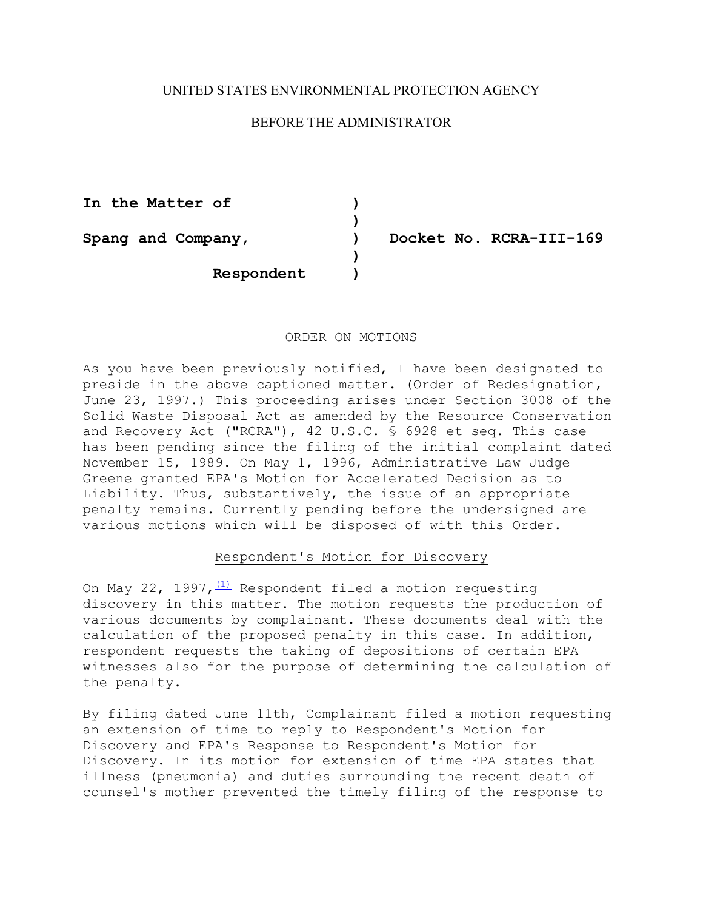UNITED STATES ENVIRONMENTAL PROTECTION AGENCY

BEFORE THE ADMINISTRATOR

**In the Matter of**

**Spang and Company,** **Docket No. RCRA-III-169**

**Respondent**

ORDER ON MOTIONS

As you have been previously notified, I have been designated to preside in the above captioned matter. (Order of Redesignation, June 23, 1997.) This proceeding arises under Section 3008 of the Solid Waste Disposal Act as amended by the Resource Conservation and Recovery Act ("RCRA"), 42 U.S.C. § 6928 et seq. This case has been pending since the filing of the initial complaint dated November 15, 1989. On May 1, 1996, Administrative Law Judge Greene granted EPA's Motion for Accelerated Decision as to Liability. Thus, substantively, the issue of an appropriate penalty remains. Currently pending before the undersigned are various motions which will be disposed of with this Order.

Respondent's Motion for Discovery

On May 22, 1997,[(1)] Respondent filed a motion requesting discovery in this matter. The motion requests the production of various documents by complainant. These documents deal with the calculation of the proposed penalty in this case. In addition, respondent requests the taking of depositions of certain EPA witnesses also for the purpose of determining the calculation of the penalty.

By filing dated June 11th, Complainant filed a motion requesting an extension of time to reply to Respondent's Motion for Discovery and EPA's Response to Respondent's Motion for Discovery. In its motion for extension of time EPA states that illness (pneumonia) and duties surrounding the recent death of counsel's mother prevented the timely filing of the response to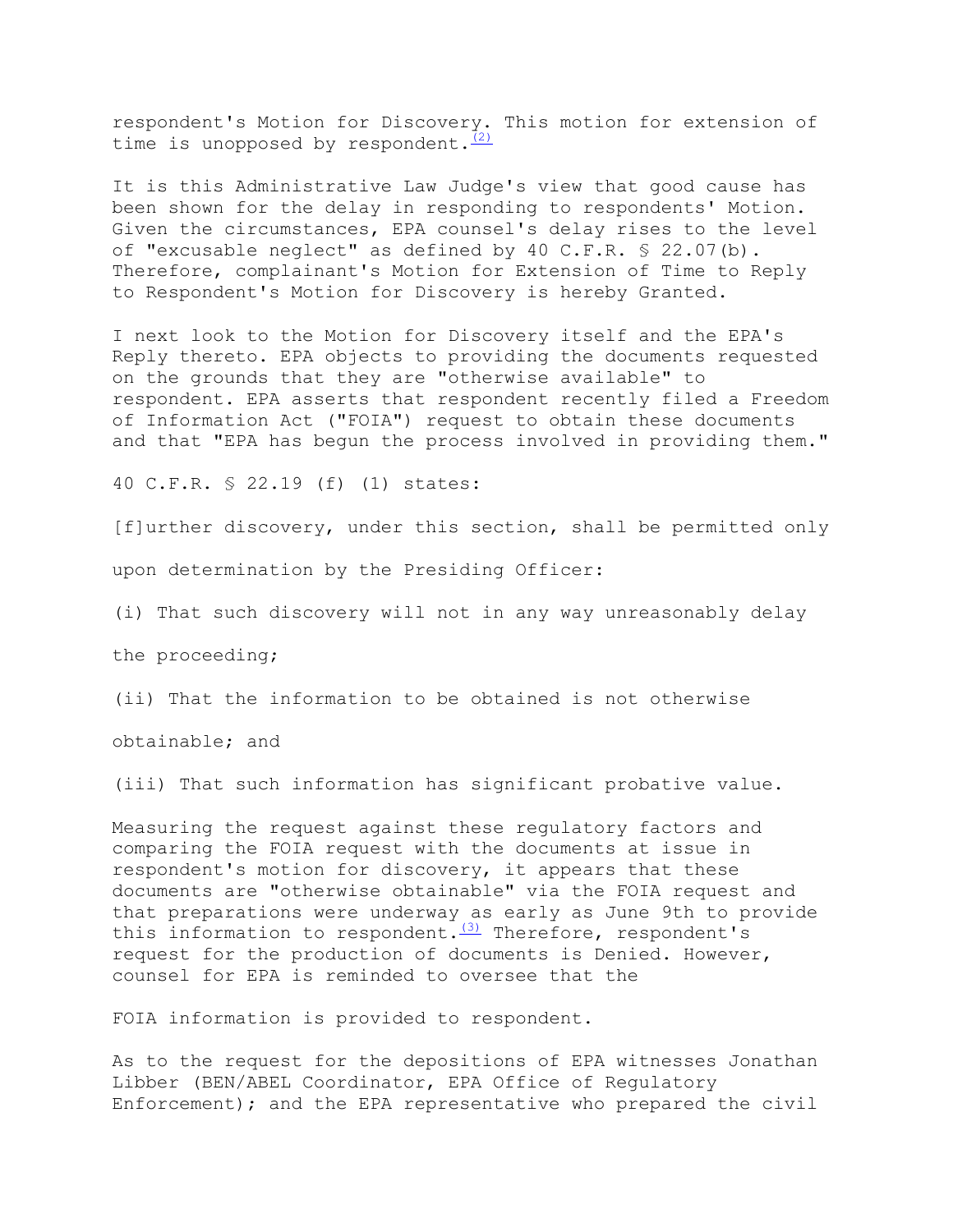respondent's Motion for Discovery. This motion for extension of time is unopposed by respondent.[(2)]

It is this Administrative Law Judge's view that good cause has been shown for the delay in responding to respondents' Motion. Given the circumstances, EPA counsel's delay rises to the level of "excusable neglect" as defined by 40 C.F.R. § 22.07(b). Therefore, complainant's Motion for Extension of Time to Reply to Respondent's Motion for Discovery is hereby Granted.

I next look to the Motion for Discovery itself and the EPA's Reply thereto. EPA objects to providing the documents requested on the grounds that they are "otherwise available" to respondent. EPA asserts that respondent recently filed a Freedom of Information Act ("FOIA") request to obtain these documents and that "EPA has begun the process involved in providing them."

40 C.F.R. § 22.19 (f) (1) states:

[f]urther discovery, under this section, shall be permitted only upon determination by the Presiding Officer:

(i) That such discovery will not in any way unreasonably delay the proceeding;

(ii) That the information to be obtained is not otherwise obtainable; and

(iii) That such information has significant probative value.

Measuring the request against these regulatory factors and comparing the FOIA request with the documents at issue in respondent's motion for discovery, it appears that these documents are "otherwise obtainable" via the FOIA request and that preparations were underway as early as June 9th to provide this information to respondent.[(3)] Therefore, respondent's request for the production of documents is Denied. However, counsel for EPA is reminded to oversee that the FOIA information is provided to respondent.

As to the request for the depositions of EPA witnesses Jonathan Libber (BEN/ABEL Coordinator, EPA Office of Regulatory Enforcement); and the EPA representative who prepared the civil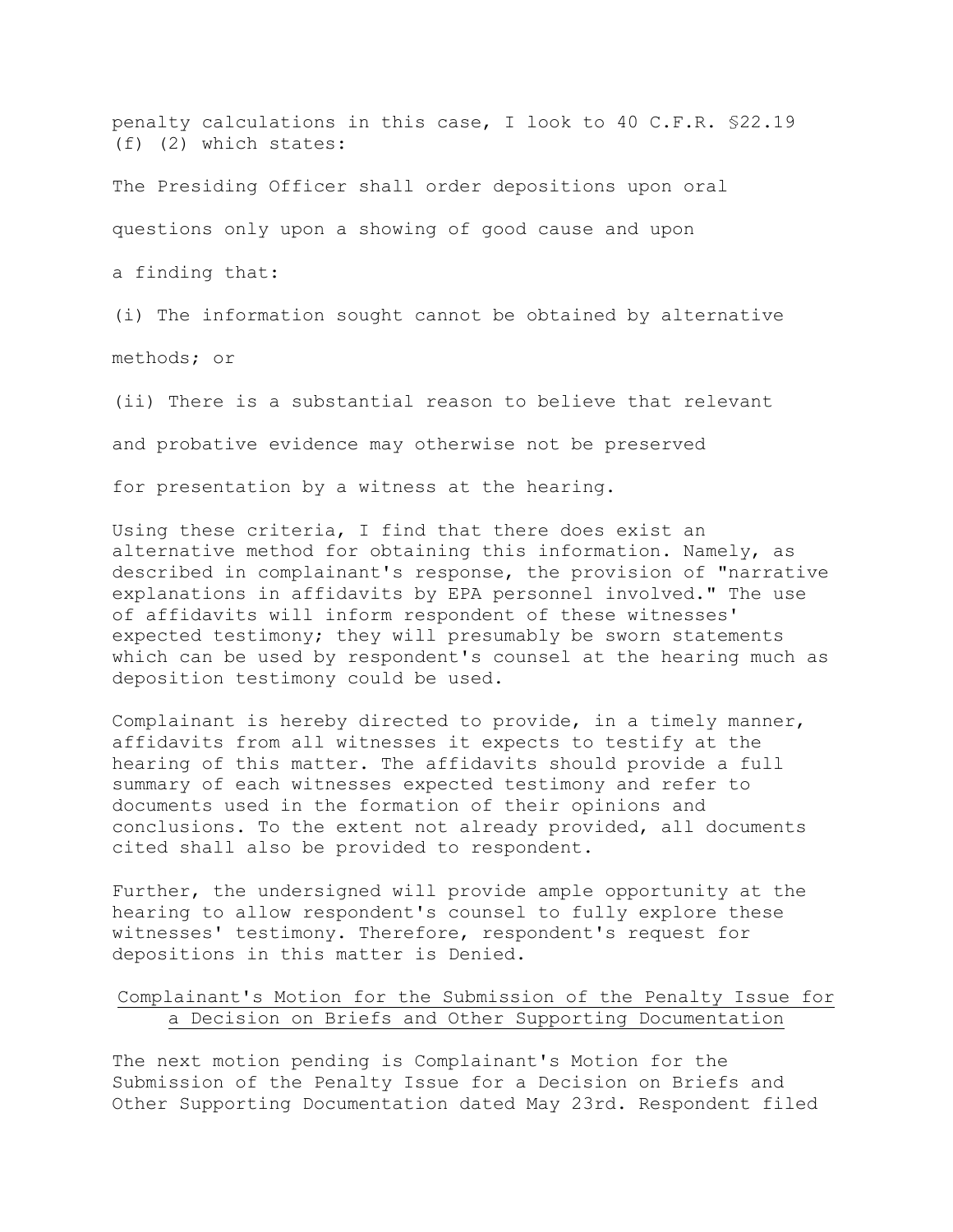penalty calculations in this case, I look to 40 C.F.R. §22.19 (f) (2) which states:

The Presiding Officer shall order depositions upon oral questions only upon a showing of good cause and upon a finding that:

(i) The information sought cannot be obtained by alternative methods; or

(ii) There is a substantial reason to believe that relevant and probative evidence may otherwise not be preserved for presentation by a witness at the hearing.

Using these criteria, I find that there does exist an alternative method for obtaining this information. Namely, as described in complainant's response, the provision of "narrative explanations in affidavits by EPA personnel involved." The use of affidavits will inform respondent of these witnesses' expected testimony; they will presumably be sworn statements which can be used by respondent's counsel at the hearing much as deposition testimony could be used.

Complainant is hereby directed to provide, in a timely manner, affidavits from all witnesses it expects to testify at the hearing of this matter. The affidavits should provide a full summary of each witnesses expected testimony and refer to documents used in the formation of their opinions and conclusions. To the extent not already provided, all documents cited shall also be provided to respondent.

Further, the undersigned will provide ample opportunity at the hearing to allow respondent's counsel to fully explore these witnesses' testimony. Therefore, respondent's request for depositions in this matter is Denied.

## Complainant's Motion for the Submission of the Penalty Issue for a Decision on Briefs and Other Supporting Documentation

The next motion pending is Complainant's Motion for the Submission of the Penalty Issue for a Decision on Briefs and Other Supporting Documentation dated May 23rd. Respondent filed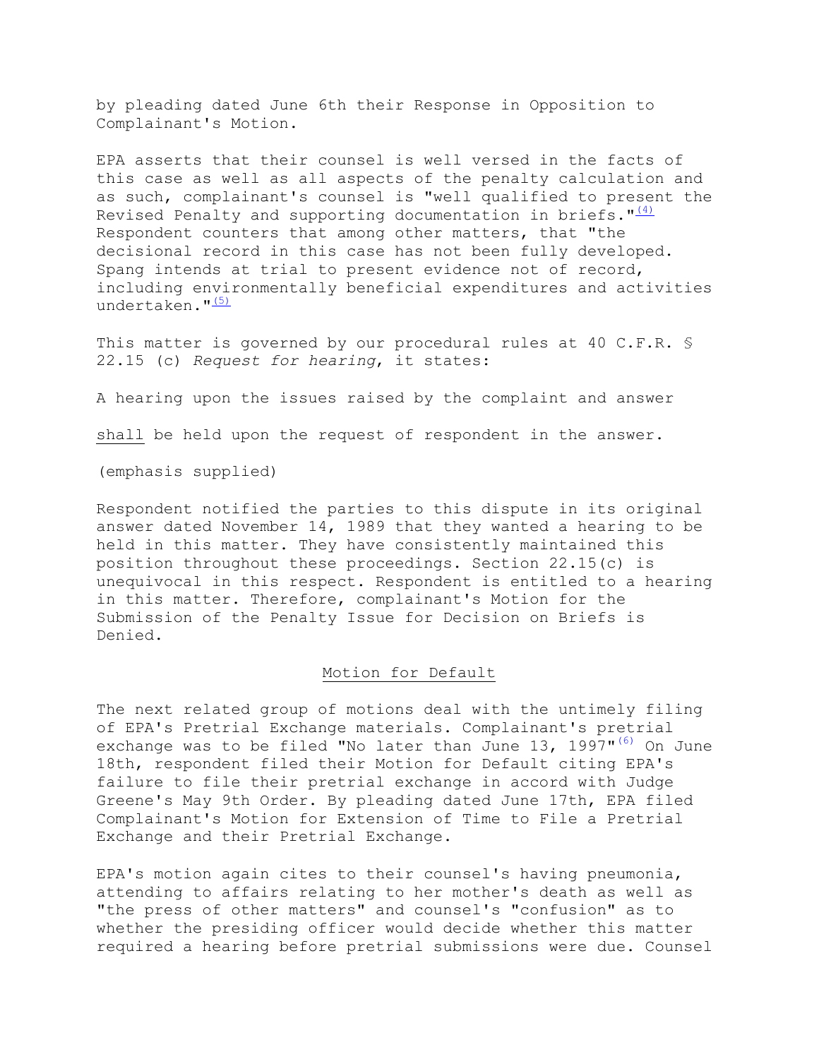by pleading dated June 6th their Response in Opposition to Complainant's Motion.

EPA asserts that their counsel is well versed in the facts of this case as well as all aspects of the penalty calculation and as such, complainant's counsel is "well qualified to present the Revised Penalty and supporting documentation in briefs."[(4)] Respondent counters that among other matters, that "the decisional record in this case has not been fully developed. Spang intends at trial to present evidence not of record, including environmentally beneficial expenditures and activities undertaken."[(5)]

This matter is governed by our procedural rules at 40 C.F.R. § 22.15 (c) *Request for hearing*, it states:

A hearing upon the issues raised by the complaint and answer

<u>shall</u> be held upon the request of respondent in the answer.

(emphasis supplied)

Respondent notified the parties to this dispute in its original answer dated November 14, 1989 that they wanted a hearing to be held in this matter. They have consistently maintained this position throughout these proceedings. Section 22.15(c) is unequivocal in this respect. Respondent is entitled to a hearing in this matter. Therefore, complainant's Motion for the Submission of the Penalty Issue for Decision on Briefs is Denied.

## Motion for Default

The next related group of motions deal with the untimely filing of EPA's Pretrial Exchange materials. Complainant's pretrial exchange was to be filed "No later than June 13, 1997"[(6)] On June 18th, respondent filed their Motion for Default citing EPA's failure to file their pretrial exchange in accord with Judge Greene's May 9th Order. By pleading dated June 17th, EPA filed Complainant's Motion for Extension of Time to File a Pretrial Exchange and their Pretrial Exchange.

EPA's motion again cites to their counsel's having pneumonia, attending to affairs relating to her mother's death as well as "the press of other matters" and counsel's "confusion" as to whether the presiding officer would decide whether this matter required a hearing before pretrial submissions were due. Counsel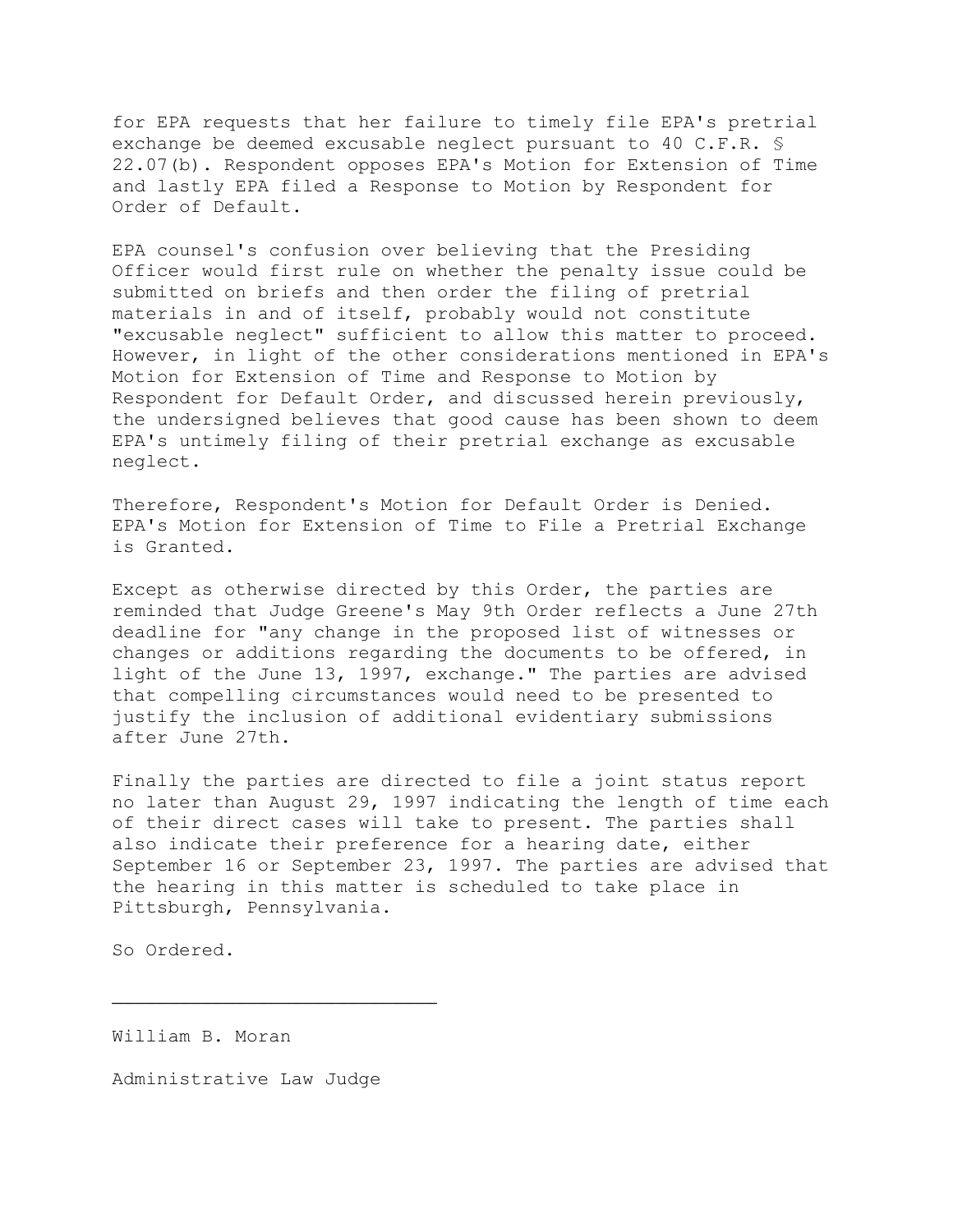for EPA requests that her failure to timely file EPA's pretrial exchange be deemed excusable neglect pursuant to 40 C.F.R. § 22.07(b). Respondent opposes EPA's Motion for Extension of Time and lastly EPA filed a Response to Motion by Respondent for Order of Default.

EPA counsel's confusion over believing that the Presiding Officer would first rule on whether the penalty issue could be submitted on briefs and then order the filing of pretrial materials in and of itself, probably would not constitute "excusable neglect" sufficient to allow this matter to proceed. However, in light of the other considerations mentioned in EPA's Motion for Extension of Time and Response to Motion by Respondent for Default Order, and discussed herein previously, the undersigned believes that good cause has been shown to deem EPA's untimely filing of their pretrial exchange as excusable neglect.

Therefore, Respondent's Motion for Default Order is Denied. EPA's Motion for Extension of Time to File a Pretrial Exchange is Granted.

Except as otherwise directed by this Order, the parties are reminded that Judge Greene's May 9th Order reflects a June 27th deadline for "any change in the proposed list of witnesses or changes or additions regarding the documents to be offered, in light of the June 13, 1997, exchange." The parties are advised that compelling circumstances would need to be presented to justify the inclusion of additional evidentiary submissions after June 27th.

Finally the parties are directed to file a joint status report no later than August 29, 1997 indicating the length of time each of their direct cases will take to present. The parties shall also indicate their preference for a hearing date, either September 16 or September 23, 1997. The parties are advised that the hearing in this matter is scheduled to take place in Pittsburgh, Pennsylvania.

So Ordered.

______________________________

William B. Moran

Administrative Law Judge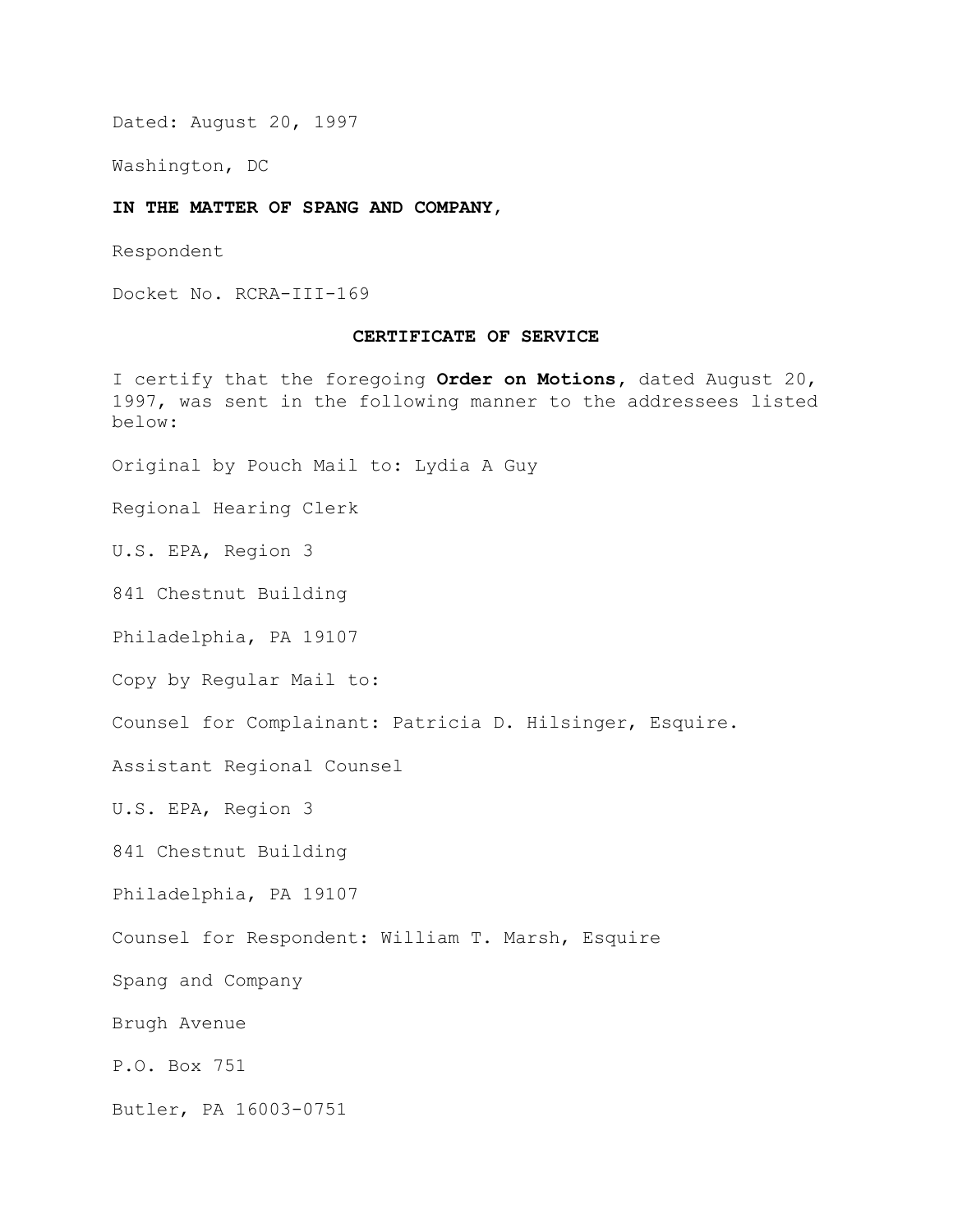Dated: August 20, 1997

Washington, DC

**IN THE MATTER OF SPANG AND COMPANY,**

Respondent

Docket No. RCRA-III-169

## CERTIFICATE OF SERVICE

I certify that the foregoing **Order on Motions**, dated August 20, 1997, was sent in the following manner to the addressees listed below:

Original by Pouch Mail to: Lydia A Guy

Regional Hearing Clerk

U.S. EPA, Region 3

841 Chestnut Building

Philadelphia, PA 19107

Copy by Regular Mail to:

Counsel for Complainant: Patricia D. Hilsinger, Esquire.

Assistant Regional Counsel

U.S. EPA, Region 3

841 Chestnut Building

Philadelphia, PA 19107

Counsel for Respondent: William T. Marsh, Esquire

Spang and Company

Brugh Avenue

P.O. Box 751

Butler, PA 16003-0751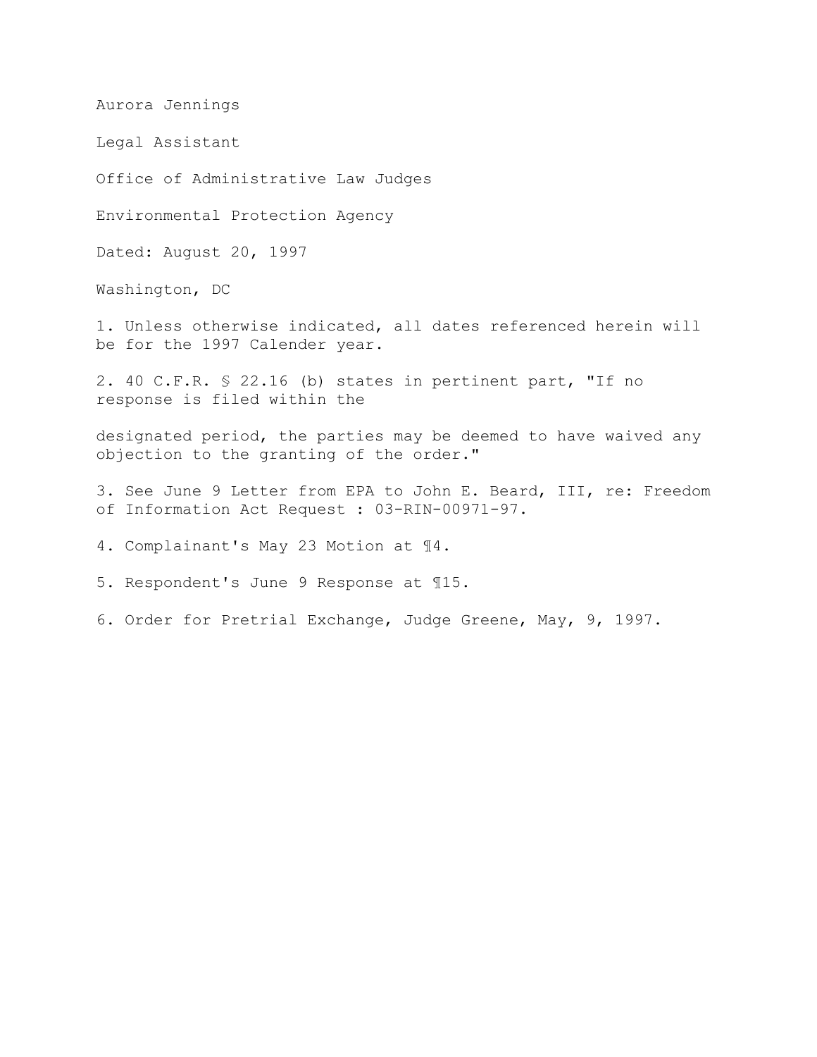Aurora Jennings

Legal Assistant

Office of Administrative Law Judges

Environmental Protection Agency

Dated: August 20, 1997

Washington, DC

1. Unless otherwise indicated, all dates referenced herein will be for the 1997 Calender year.

2. 40 C.F.R. § 22.16 (b) states in pertinent part, "If no response is filed within the

designated period, the parties may be deemed to have waived any objection to the granting of the order."

3. See June 9 Letter from EPA to John E. Beard, III, re: Freedom of Information Act Request : 03-RIN-00971-97.

4. Complainant's May 23 Motion at ¶4.

5. Respondent's June 9 Response at ¶15.

6. Order for Pretrial Exchange, Judge Greene, May, 9, 1997.